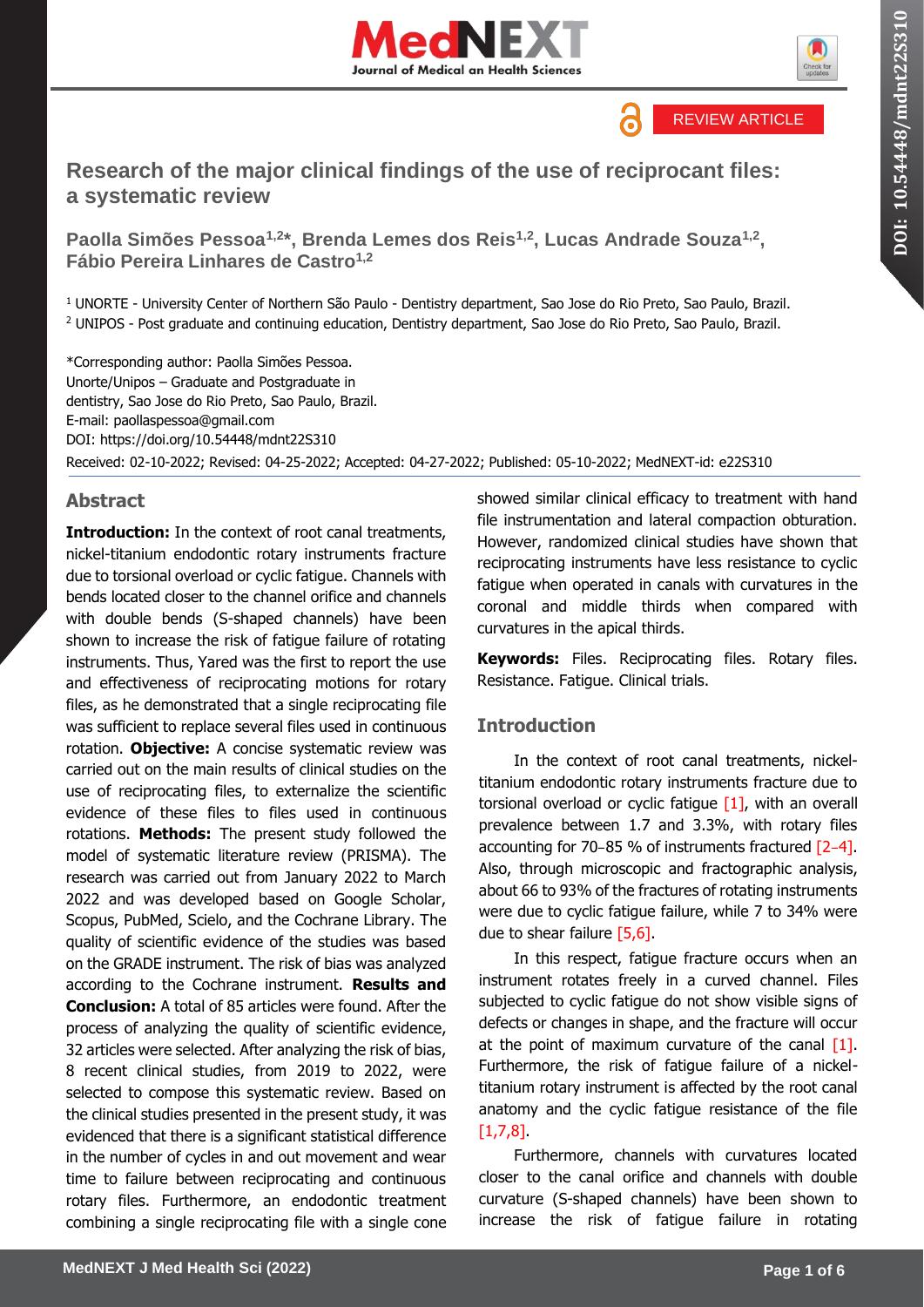REVIEW ARTICLE

# Research of the major clinical findings of the use of reciprocant files: a systematic review

**Paolla Simões Pessoa[1,2]*, Brenda Lemes dos Reis[1,2], Lucas Andrade Souza[1,2], Fábio Pereira Linhares de Castro[1,2]**

[1] UNORTE - University Center of Northern São Paulo - Dentistry department, Sao Jose do Rio Preto, Sao Paulo, Brazil.
[2] UNIPOS - Post graduate and continuing education, Dentistry department, Sao Jose do Rio Preto, Sao Paulo, Brazil.

*Corresponding author: Paolla Simões Pessoa.
Unorte/Unipos – Graduate and Postgraduate in dentistry, Sao Jose do Rio Preto, Sao Paulo, Brazil.
E-mail: paollaspessoa@gmail.com
DOI: https://doi.org/10.54448/mdnt22S310
Received: 02-10-2022; Revised: 04-25-2022; Accepted: 04-27-2022; Published: 05-10-2022; MedNEXT-id: e22S310

## Abstract

**Introduction:** In the context of root canal treatments, nickel-titanium endodontic rotary instruments fracture due to torsional overload or cyclic fatigue. Channels with bends located closer to the channel orifice and channels with double bends (S-shaped channels) have been shown to increase the risk of fatigue failure of rotating instruments. Thus, Yared was the first to report the use and effectiveness of reciprocating motions for rotary files, as he demonstrated that a single reciprocating file was sufficient to replace several files used in continuous rotation. **Objective:** A concise systematic review was carried out on the main results of clinical studies on the use of reciprocating files, to externalize the scientific evidence of these files to files used in continuous rotations. **Methods:** The present study followed the model of systematic literature review (PRISMA). The research was carried out from January 2022 to March 2022 and was developed based on Google Scholar, Scopus, PubMed, Scielo, and the Cochrane Library. The quality of scientific evidence of the studies was based on the GRADE instrument. The risk of bias was analyzed according to the Cochrane instrument. **Results and Conclusion:** A total of 85 articles were found. After the process of analyzing the quality of scientific evidence, 32 articles were selected. After analyzing the risk of bias, 8 recent clinical studies, from 2019 to 2022, were selected to compose this systematic review. Based on the clinical studies presented in the present study, it was evidenced that there is a significant statistical difference in the number of cycles in and out movement and wear time to failure between reciprocating and continuous rotary files. Furthermore, an endodontic treatment combining a single reciprocating file with a single cone showed similar clinical efficacy to treatment with hand file instrumentation and lateral compaction obturation. However, randomized clinical studies have shown that reciprocating instruments have less resistance to cyclic fatigue when operated in canals with curvatures in the coronal and middle thirds when compared with curvatures in the apical thirds.

**Keywords:** Files. Reciprocating files. Rotary files. Resistance. Fatigue. Clinical trials.

## Introduction

In the context of root canal treatments, nickel-titanium endodontic rotary instruments fracture due to torsional overload or cyclic fatigue [1], with an overall prevalence between 1.7 and 3.3%, with rotary files accounting for 70–85 % of instruments fractured [2–4]. Also, through microscopic and fractographic analysis, about 66 to 93% of the fractures of rotating instruments were due to cyclic fatigue failure, while 7 to 34% were due to shear failure [5,6].

In this respect, fatigue fracture occurs when an instrument rotates freely in a curved channel. Files subjected to cyclic fatigue do not show visible signs of defects or changes in shape, and the fracture will occur at the point of maximum curvature of the canal [1]. Furthermore, the risk of fatigue failure of a nickel-titanium rotary instrument is affected by the root canal anatomy and the cyclic fatigue resistance of the file [1,7,8].

Furthermore, channels with curvatures located closer to the canal orifice and channels with double curvature (S-shaped channels) have been shown to increase the risk of fatigue failure in rotating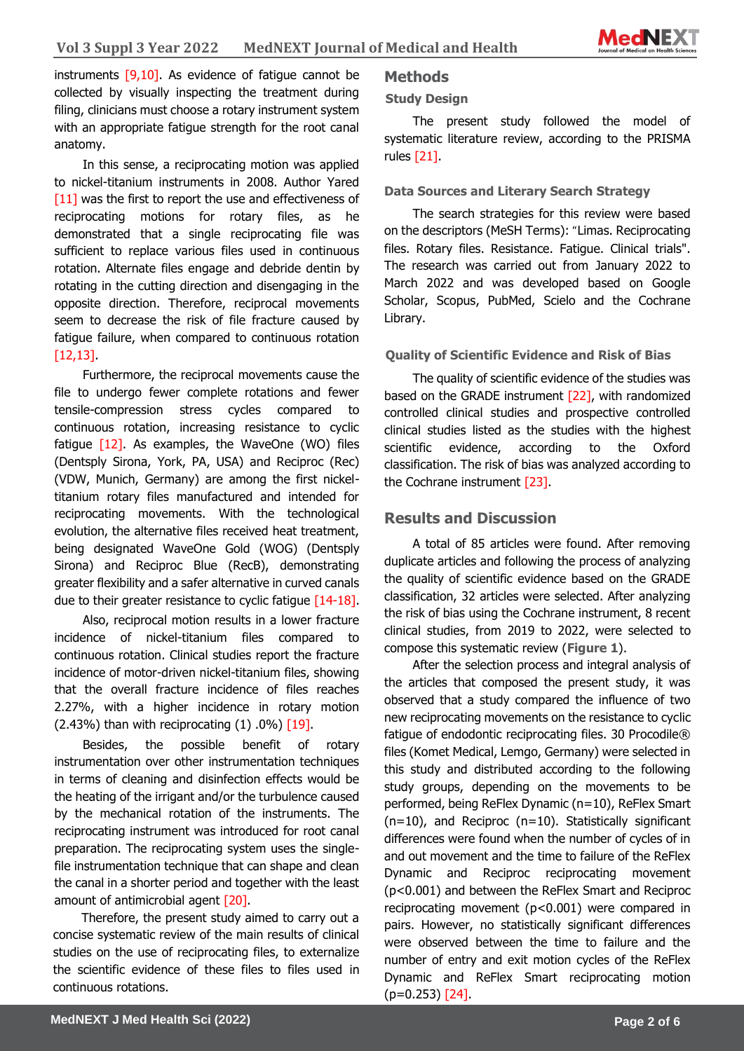instruments [9,10]. As evidence of fatigue cannot be collected by visually inspecting the treatment during filing, clinicians must choose a rotary instrument system with an appropriate fatigue strength for the root canal anatomy.

In this sense, a reciprocating motion was applied to nickel-titanium instruments in 2008. Author Yared [11] was the first to report the use and effectiveness of reciprocating motions for rotary files, as he demonstrated that a single reciprocating file was sufficient to replace various files used in continuous rotation. Alternate files engage and debride dentin by rotating in the cutting direction and disengaging in the opposite direction. Therefore, reciprocal movements seem to decrease the risk of file fracture caused by fatigue failure, when compared to continuous rotation [12,13].

Furthermore, the reciprocal movements cause the file to undergo fewer complete rotations and fewer tensile-compression stress cycles compared to continuous rotation, increasing resistance to cyclic fatigue [12]. As examples, the WaveOne (WO) files (Dentsply Sirona, York, PA, USA) and Reciproc (Rec) (VDW, Munich, Germany) are among the first nickel-titanium rotary files manufactured and intended for reciprocating movements. With the technological evolution, the alternative files received heat treatment, being designated WaveOne Gold (WOG) (Dentsply Sirona) and Reciproc Blue (RecB), demonstrating greater flexibility and a safer alternative in curved canals due to their greater resistance to cyclic fatigue [14-18].

Also, reciprocal motion results in a lower fracture incidence of nickel-titanium files compared to continuous rotation. Clinical studies report the fracture incidence of motor-driven nickel-titanium files, showing that the overall fracture incidence of files reaches 2.27%, with a higher incidence in rotary motion (2.43%) than with reciprocating (1) .0%) [19].

Besides, the possible benefit of rotary instrumentation over other instrumentation techniques in terms of cleaning and disinfection effects would be the heating of the irrigant and/or the turbulence caused by the mechanical rotation of the instruments. The reciprocating instrument was introduced for root canal preparation. The reciprocating system uses the single-file instrumentation technique that can shape and clean the canal in a shorter period and together with the least amount of antimicrobial agent [20].

Therefore, the present study aimed to carry out a concise systematic review of the main results of clinical studies on the use of reciprocating files, to externalize the scientific evidence of these files to files used in continuous rotations.

## Methods

### Study Design

The present study followed the model of systematic literature review, according to the PRISMA rules [21].

### Data Sources and Literary Search Strategy

The search strategies for this review were based on the descriptors (MeSH Terms): "Limas. Reciprocating files. Rotary files. Resistance. Fatigue. Clinical trials". The research was carried out from January 2022 to March 2022 and was developed based on Google Scholar, Scopus, PubMed, Scielo and the Cochrane Library.

### Quality of Scientific Evidence and Risk of Bias

The quality of scientific evidence of the studies was based on the GRADE instrument [22], with randomized controlled clinical studies and prospective controlled clinical studies listed as the studies with the highest scientific evidence, according to the Oxford classification. The risk of bias was analyzed according to the Cochrane instrument [23].

## Results and Discussion

A total of 85 articles were found. After removing duplicate articles and following the process of analyzing the quality of scientific evidence based on the GRADE classification, 32 articles were selected. After analyzing the risk of bias using the Cochrane instrument, 8 recent clinical studies, from 2019 to 2022, were selected to compose this systematic review (**Figure 1**).

After the selection process and integral analysis of the articles that composed the present study, it was observed that a study compared the influence of two new reciprocating movements on the resistance to cyclic fatigue of endodontic reciprocating files. 30 Procodile® files (Komet Medical, Lemgo, Germany) were selected in this study and distributed according to the following study groups, depending on the movements to be performed, being ReFlex Dynamic (n=10), ReFlex Smart (n=10), and Reciproc (n=10). Statistically significant differences were found when the number of cycles of in and out movement and the time to failure of the ReFlex Dynamic and Reciproc reciprocating movement ($p<0.001$) and between the ReFlex Smart and Reciproc reciprocating movement ($p<0.001$) were compared in pairs. However, no statistically significant differences were observed between the time to failure and the number of entry and exit motion cycles of the ReFlex Dynamic and ReFlex Smart reciprocating motion ($p=0.253$) [24].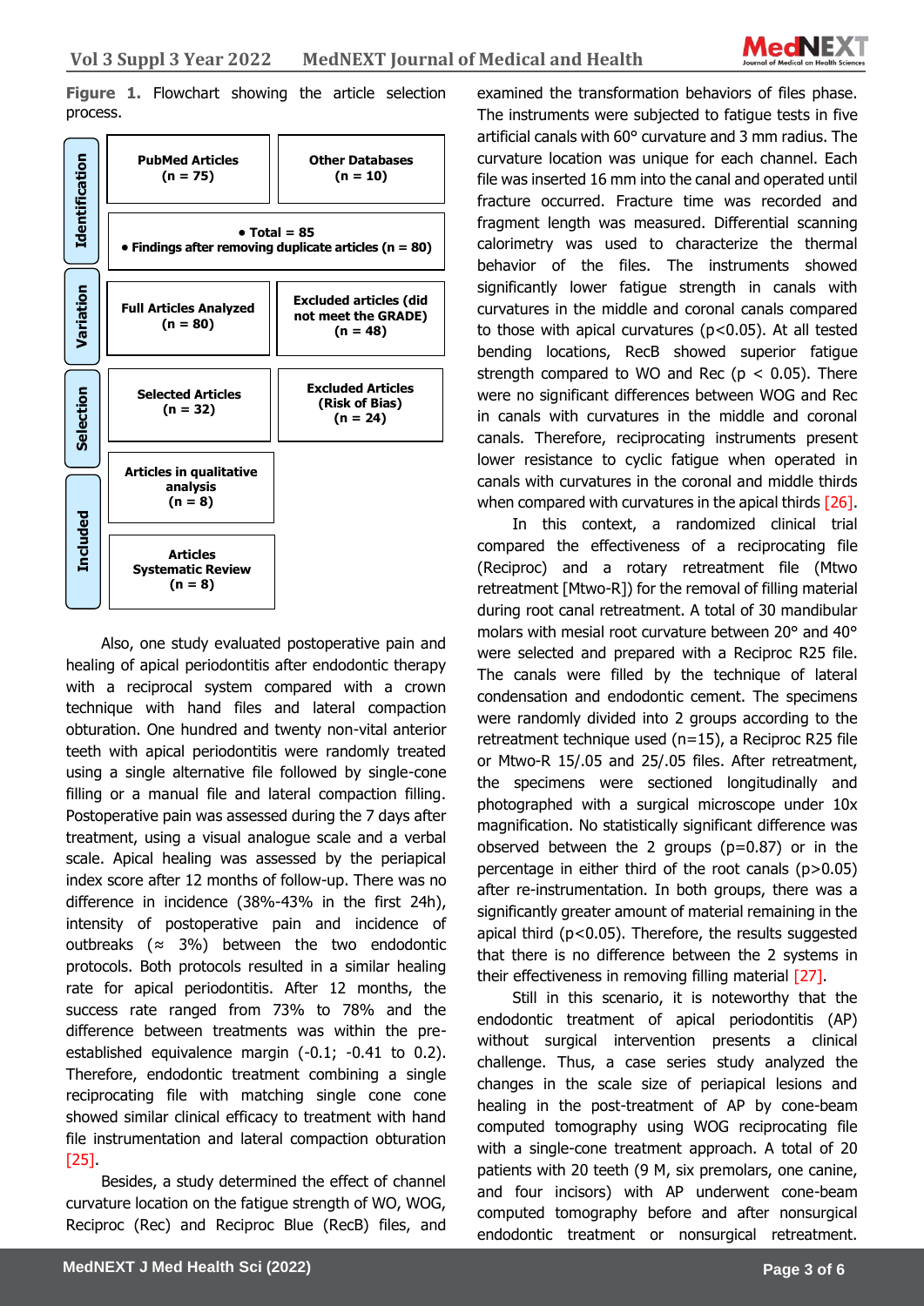**Figure 1.** Flowchart showing the article selection process.

| Stage | | |
|---|---|---|
| Identification | PubMed Articles (n = 75) | Other Databases (n = 10) |
| | • Total = 85 • Findings after removing duplicate articles (n = 80) | |
| Variation | Full Articles Analyzed (n = 80) | Excluded articles (did not meet the GRADE) (n = 48) |
| Selection | Selected Articles (n = 32) | Excluded Articles (Risk of Bias) (n = 24) |
| Included | Articles in qualitative analysis (n = 8) | |
| | Articles Systematic Review (n = 8) | |

Also, one study evaluated postoperative pain and healing of apical periodontitis after endodontic therapy with a reciprocal system compared with a crown technique with hand files and lateral compaction obturation. One hundred and twenty non-vital anterior teeth with apical periodontitis were randomly treated using a single alternative file followed by single-cone filling or a manual file and lateral compaction filling. Postoperative pain was assessed during the 7 days after treatment, using a visual analogue scale and a verbal scale. Apical healing was assessed by the periapical index score after 12 months of follow-up. There was no difference in incidence (38%-43% in the first 24h), intensity of postoperative pain and incidence of outbreaks (≈ 3%) between the two endodontic protocols. Both protocols resulted in a similar healing rate for apical periodontitis. After 12 months, the success rate ranged from 73% to 78% and the difference between treatments was within the pre-established equivalence margin (-0.1; -0.41 to 0.2). Therefore, endodontic treatment combining a single reciprocating file with matching single cone cone showed similar clinical efficacy to treatment with hand file instrumentation and lateral compaction obturation [25].

Besides, a study determined the effect of channel curvature location on the fatigue strength of WO, WOG, Reciproc (Rec) and Reciproc Blue (RecB) files, and examined the transformation behaviors of files phase. The instruments were subjected to fatigue tests in five artificial canals with 60° curvature and 3 mm radius. The curvature location was unique for each channel. Each file was inserted 16 mm into the canal and operated until fracture occurred. Fracture time was recorded and fragment length was measured. Differential scanning calorimetry was used to characterize the thermal behavior of the files. The instruments showed significantly lower fatigue strength in canals with curvatures in the middle and coronal canals compared to those with apical curvatures ($p<0.05$). At all tested bending locations, RecB showed superior fatigue strength compared to WO and Rec ($p < 0.05$). There were no significant differences between WOG and Rec in canals with curvatures in the middle and coronal canals. Therefore, reciprocating instruments present lower resistance to cyclic fatigue when operated in canals with curvatures in the coronal and middle thirds when compared with curvatures in the apical thirds [26].

In this context, a randomized clinical trial compared the effectiveness of a reciprocating file (Reciproc) and a rotary retreatment file (Mtwo retreatment [Mtwo-R]) for the removal of filling material during root canal retreatment. A total of 30 mandibular molars with mesial root curvature between 20° and 40° were selected and prepared with a Reciproc R25 file. The canals were filled by the technique of lateral condensation and endodontic cement. The specimens were randomly divided into 2 groups according to the retreatment technique used (n=15), a Reciproc R25 file or Mtwo-R 15/.05 and 25/.05 files. After retreatment, the specimens were sectioned longitudinally and photographed with a surgical microscope under 10x magnification. No statistically significant difference was observed between the 2 groups ($p=0.87$) or in the percentage in either third of the root canals ($p>0.05$) after re-instrumentation. In both groups, there was a significantly greater amount of material remaining in the apical third ($p<0.05$). Therefore, the results suggested that there is no difference between the 2 systems in their effectiveness in removing filling material [27].

Still in this scenario, it is noteworthy that the endodontic treatment of apical periodontitis (AP) without surgical intervention presents a clinical challenge. Thus, a case series study analyzed the changes in the scale size of periapical lesions and healing in the post-treatment of AP by cone-beam computed tomography using WOG reciprocating file with a single-cone treatment approach. A total of 20 patients with 20 teeth (9 M, six premolars, one canine, and four incisors) with AP underwent cone-beam computed tomography before and after nonsurgical endodontic treatment or nonsurgical retreatment.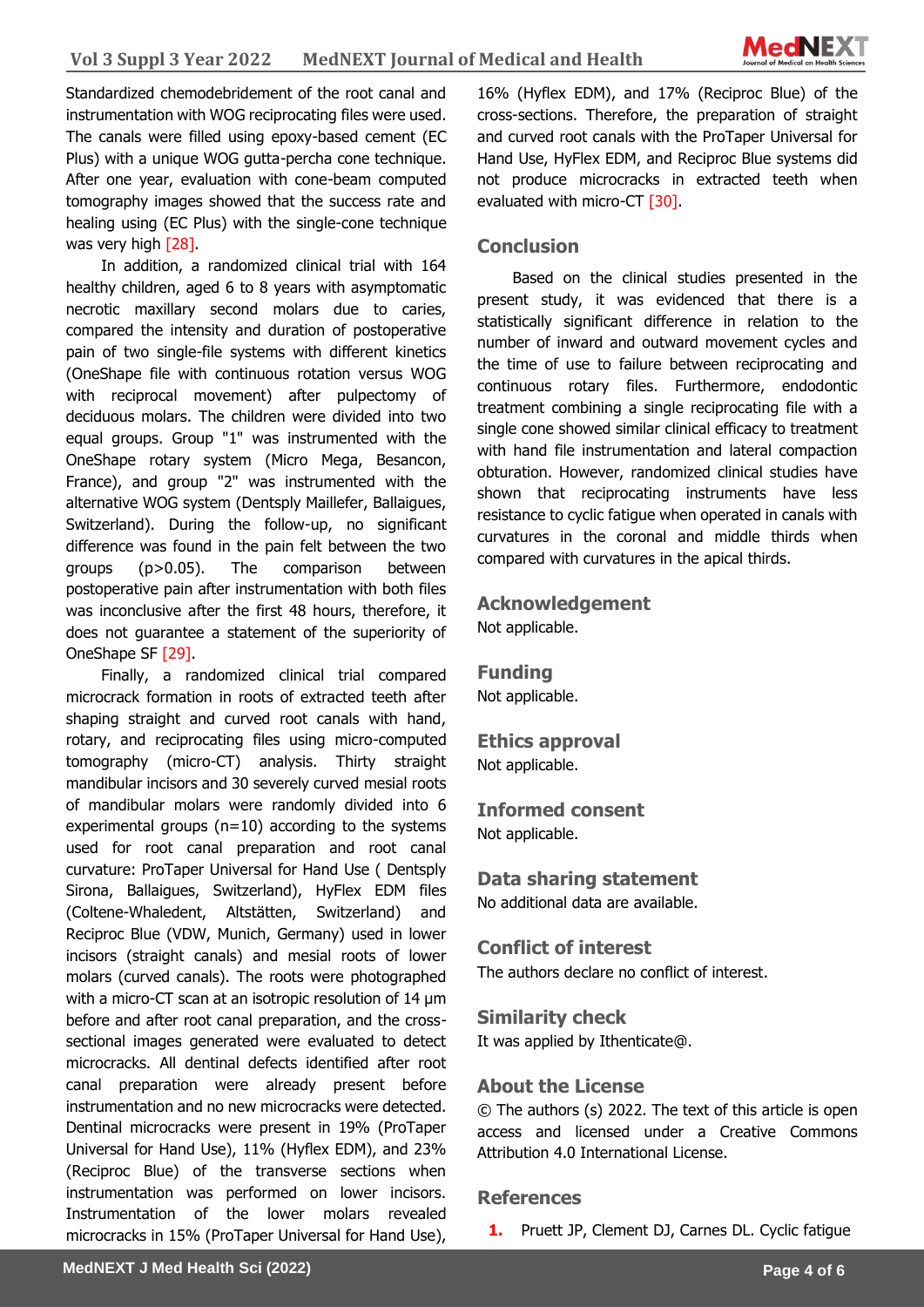Standardized chemodebridement of the root canal and instrumentation with WOG reciprocating files were used. The canals were filled using epoxy-based cement (EC Plus) with a unique WOG gutta-percha cone technique. After one year, evaluation with cone-beam computed tomography images showed that the success rate and healing using (EC Plus) with the single-cone technique was very high [28].

In addition, a randomized clinical trial with 164 healthy children, aged 6 to 8 years with asymptomatic necrotic maxillary second molars due to caries, compared the intensity and duration of postoperative pain of two single-file systems with different kinetics (OneShape file with continuous rotation versus WOG with reciprocal movement) after pulpectomy of deciduous molars. The children were divided into two equal groups. Group "1" was instrumented with the OneShape rotary system (Micro Mega, Besancon, France), and group "2" was instrumented with the alternative WOG system (Dentsply Maillefer, Ballaigues, Switzerland). During the follow-up, no significant difference was found in the pain felt between the two groups ($p>0.05$). The comparison between postoperative pain after instrumentation with both files was inconclusive after the first 48 hours, therefore, it does not guarantee a statement of the superiority of OneShape SF [29].

Finally, a randomized clinical trial compared microcrack formation in roots of extracted teeth after shaping straight and curved root canals with hand, rotary, and reciprocating files using micro-computed tomography (micro-CT) analysis. Thirty straight mandibular incisors and 30 severely curved mesial roots of mandibular molars were randomly divided into 6 experimental groups (n=10) according to the systems used for root canal preparation and root canal curvature: ProTaper Universal for Hand Use ( Dentsply Sirona, Ballaigues, Switzerland), HyFlex EDM files (Coltene-Whaledent, Altstätten, Switzerland) and Reciproc Blue (VDW, Munich, Germany) used in lower incisors (straight canals) and mesial roots of lower molars (curved canals). The roots were photographed with a micro-CT scan at an isotropic resolution of 14 μm before and after root canal preparation, and the cross-sectional images generated were evaluated to detect microcracks. All dentinal defects identified after root canal preparation were already present before instrumentation and no new microcracks were detected. Dentinal microcracks were present in 19% (ProTaper Universal for Hand Use), 11% (Hyflex EDM), and 23% (Reciproc Blue) of the transverse sections when instrumentation was performed on lower incisors. Instrumentation of the lower molars revealed microcracks in 15% (ProTaper Universal for Hand Use), 16% (Hyflex EDM), and 17% (Reciproc Blue) of the cross-sections. Therefore, the preparation of straight and curved root canals with the ProTaper Universal for Hand Use, HyFlex EDM, and Reciproc Blue systems did not produce microcracks in extracted teeth when evaluated with micro-CT [30].

## Conclusion

Based on the clinical studies presented in the present study, it was evidenced that there is a statistically significant difference in relation to the number of inward and outward movement cycles and the time of use to failure between reciprocating and continuous rotary files. Furthermore, endodontic treatment combining a single reciprocating file with a single cone showed similar clinical efficacy to treatment with hand file instrumentation and lateral compaction obturation. However, randomized clinical studies have shown that reciprocating instruments have less resistance to cyclic fatigue when operated in canals with curvatures in the coronal and middle thirds when compared with curvatures in the apical thirds.

## Acknowledgement

Not applicable.

## Funding

Not applicable.

## Ethics approval

Not applicable.

## Informed consent

Not applicable.

## Data sharing statement

No additional data are available.

## Conflict of interest

The authors declare no conflict of interest.

## Similarity check

It was applied by Ithenticate@.

## About the License

© The authors (s) 2022. The text of this article is open access and licensed under a Creative Commons Attribution 4.0 International License.

## References

1. Pruett JP, Clement DJ, Carnes DL. Cyclic fatigue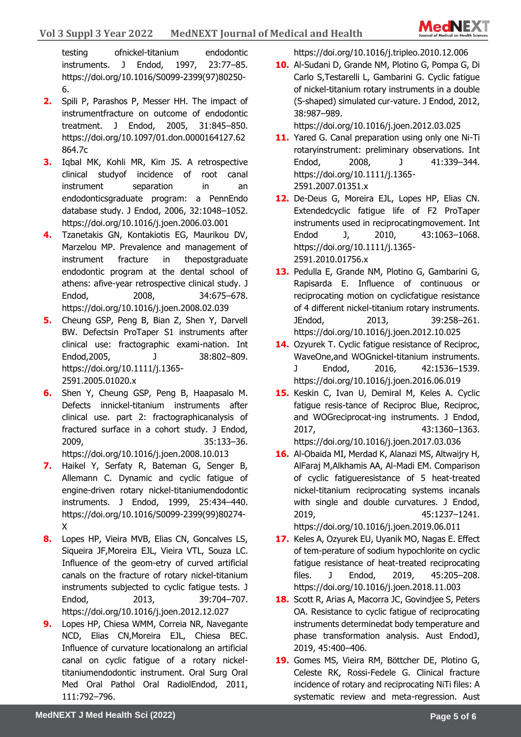testing ofnickel-titanium endodontic instruments. J Endod, 1997, 23:77–85. https://doi.org/10.1016/S0099-2399(97)80250-6.

2. Spili P, Parashos P, Messer HH. The impact of instrumentfracture on outcome of endodontic treatment. J Endod, 2005, 31:845–850. https://doi.org/10.1097/01.don.0000164127.62864.7c
3. Iqbal MK, Kohli MR, Kim JS. A retrospective clinical studyof incidence of root canal instrument separation in an endodonticsgraduate program: a PennEndo database study. J Endod, 2006, 32:1048–1052. https://doi.org/10.1016/j.joen.2006.03.001
4. Tzanetakis GN, Kontakiotis EG, Maurikou DV, Marzelou MP. Prevalence and management of instrument fracture in thepostgraduate endodontic program at the dental school of athens: afive-year retrospective clinical study. J Endod, 2008, 34:675–678. https://doi.org/10.1016/j.joen.2008.02.039
5. Cheung GSP, Peng B, Bian Z, Shen Y, Darvell BW. Defectsin ProTaper S1 instruments after clinical use: fractographic exami-nation. Int Endod,2005, J 38:802–809. https://doi.org/10.1111/j.1365-2591.2005.01020.x
6. Shen Y, Cheung GSP, Peng B, Haapasalo M. Defects innickel-titanium instruments after clinical use. part 2: fractographicanalysis of fractured surface in a cohort study. J Endod, 2009, 35:133–36. https://doi.org/10.1016/j.joen.2008.10.013
7. Haikel Y, Serfaty R, Bateman G, Senger B, Allemann C. Dynamic and cyclic fatigue of engine-driven rotary nickel-titaniumendodontic instruments. J Endod, 1999, 25:434–440. https://doi.org/10.1016/S0099-2399(99)80274-X
8. Lopes HP, Vieira MVB, Elias CN, Goncalves LS, Siqueira JF,Moreira EJL, Vieira VTL, Souza LC. Influence of the geom-etry of curved artificial canals on the fracture of rotary nickel-titanium instruments subjected to cyclic fatigue tests. J Endod, 2013, 39:704–707. https://doi.org/10.1016/j.joen.2012.12.027
9. Lopes HP, Chiesa WMM, Correia NR, Navegante NCD, Elias CN,Moreira EJL, Chiesa BEC. Influence of curvature locationalong an artificial canal on cyclic fatigue of a rotary nickel-titaniumendodontic instrument. Oral Surg Oral Med Oral Pathol Oral RadiolEndod, 2011, 111:792–796. https://doi.org/10.1016/j.tripleo.2010.12.006
10. Al-Sudani D, Grande NM, Plotino G, Pompa G, Di Carlo S,Testarelli L, Gambarini G. Cyclic fatigue of nickel-titanium rotary instruments in a double (S-shaped) simulated cur-vature. J Endod, 2012, 38:987–989. https://doi.org/10.1016/j.joen.2012.03.025
11. Yared G. Canal preparation using only one Ni-Ti rotaryinstrument: preliminary observations. Int Endod, 2008, J 41:339–344. https://doi.org/10.1111/j.1365-2591.2007.01351.x
12. De-Deus G, Moreira EJL, Lopes HP, Elias CN. Extendedcyclic fatigue life of F2 ProTaper instruments used in reciprocatingmovement. Int Endod J, 2010, 43:1063–1068. https://doi.org/10.1111/j.1365-2591.2010.01756.x
13. Pedulla E, Grande NM, Plotino G, Gambarini G, Rapisarda E. Influence of continuous or reciprocating motion on cyclicfatigue resistance of 4 different nickel-titanium rotary instruments. JEndod, 2013, 39:258–261. https://doi.org/10.1016/j.joen.2012.10.025
14. Ozyurek T. Cyclic fatigue resistance of Reciproc, WaveOne,and WOGnickel-titanium instruments. J Endod, 2016, 42:1536–1539. https://doi.org/10.1016/j.joen.2016.06.019
15. Keskin C, Ivan U, Demiral M, Keles A. Cyclic fatigue resis-tance of Reciproc Blue, Reciproc, and WOGreciprocat-ing instruments. J Endod, 2017, 43:1360–1363. https://doi.org/10.1016/j.joen.2017.03.036
16. Al-Obaida MI, Merdad K, Alanazi MS, Altwaijry H, AlFaraj M,Alkhamis AA, Al-Madi EM. Comparison of cyclic fatigueresistance of 5 heat-treated nickel-titanium reciprocating systems incanals with single and double curvatures. J Endod, 2019, 45:1237–1241. https://doi.org/10.1016/j.joen.2019.06.011
17. Keles A, Ozyurek EU, Uyanik MO, Nagas E. Effect of tem-perature of sodium hypochlorite on cyclic fatigue resistance of heat-treated reciprocating files. J Endod, 2019, 45:205–208. https://doi.org/10.1016/j.joen.2018.11.003
18. Scott R, Arias A, Macorra JC, Govindjee S, Peters OA. Resistance to cyclic fatigue of reciprocating instruments determinedat body temperature and phase transformation analysis. Aust EndodJ, 2019, 45:400–406.
19. Gomes MS, Vieira RM, Böttcher DE, Plotino G, Celeste RK, Rossi-Fedele G. Clinical fracture incidence of rotary and reciprocating NiTi files: A systematic review and meta-regression. Aust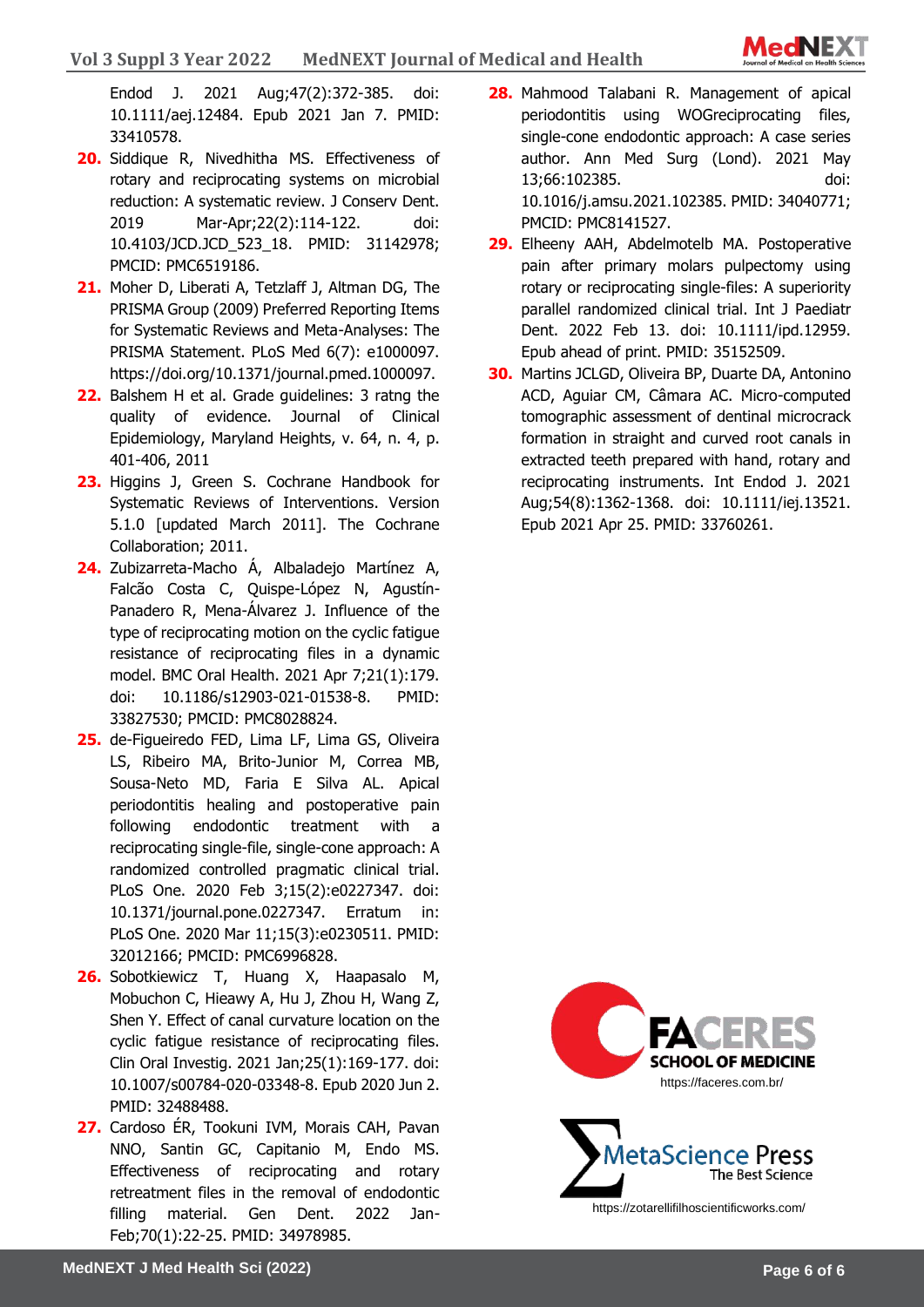Endod J. 2021 Aug;47(2):372-385. doi: 10.1111/aej.12484. Epub 2021 Jan 7. PMID: 33410578.

20. Siddique R, Nivedhitha MS. Effectiveness of rotary and reciprocating systems on microbial reduction: A systematic review. J Conserv Dent. 2019 Mar-Apr;22(2):114-122. doi: 10.4103/JCD.JCD_523_18. PMID: 31142978; PMCID: PMC6519186.

21. Moher D, Liberati A, Tetzlaff J, Altman DG, The PRISMA Group (2009) Preferred Reporting Items for Systematic Reviews and Meta-Analyses: The PRISMA Statement. PLoS Med 6(7): e1000097. https://doi.org/10.1371/journal.pmed.1000097.

22. Balshem H et al. Grade guidelines: 3 ratng the quality of evidence. Journal of Clinical Epidemiology, Maryland Heights, v. 64, n. 4, p. 401-406, 2011

23. Higgins J, Green S. Cochrane Handbook for Systematic Reviews of Interventions. Version 5.1.0 [updated March 2011]. The Cochrane Collaboration; 2011.

24. Zubizarreta-Macho Á, Albaladejo Martínez A, Falcão Costa C, Quispe-López N, Agustín-Panadero R, Mena-Álvarez J. Influence of the type of reciprocating motion on the cyclic fatigue resistance of reciprocating files in a dynamic model. BMC Oral Health. 2021 Apr 7;21(1):179. doi: 10.1186/s12903-021-01538-8. PMID: 33827530; PMCID: PMC8028824.

25. de-Figueiredo FED, Lima LF, Lima GS, Oliveira LS, Ribeiro MA, Brito-Junior M, Correa MB, Sousa-Neto MD, Faria E Silva AL. Apical periodontitis healing and postoperative pain following endodontic treatment with a reciprocating single-file, single-cone approach: A randomized controlled pragmatic clinical trial. PLoS One. 2020 Feb 3;15(2):e0227347. doi: 10.1371/journal.pone.0227347. Erratum in: PLoS One. 2020 Mar 11;15(3):e0230511. PMID: 32012166; PMCID: PMC6996828.

26. Sobotkiewicz T, Huang X, Haapasalo M, Mobuchon C, Hieawy A, Hu J, Zhou H, Wang Z, Shen Y. Effect of canal curvature location on the cyclic fatigue resistance of reciprocating files. Clin Oral Investig. 2021 Jan;25(1):169-177. doi: 10.1007/s00784-020-03348-8. Epub 2020 Jun 2. PMID: 32488488.

27. Cardoso ÉR, Tookuni IVM, Morais CAH, Pavan NNO, Santin GC, Capitanio M, Endo MS. Effectiveness of reciprocating and rotary retreatment files in the removal of endodontic filling material. Gen Dent. 2022 Jan-Feb;70(1):22-25. PMID: 34978985.

28. Mahmood Talabani R. Management of apical periodontitis using WOGreciprocating files, single-cone endodontic approach: A case series author. Ann Med Surg (Lond). 2021 May 13;66:102385. doi: 10.1016/j.amsu.2021.102385. PMID: 34040771; PMCID: PMC8141527.

29. Elheeny AAH, Abdelmotelb MA. Postoperative pain after primary molars pulpectomy using rotary or reciprocating single-files: A superiority parallel randomized clinical trial. Int J Paediatr Dent. 2022 Feb 13. doi: 10.1111/ipd.12959. Epub ahead of print. PMID: 35152509.

30. Martins JCLGD, Oliveira BP, Duarte DA, Antonino ACD, Aguiar CM, Câmara AC. Micro-computed tomographic assessment of dentinal microcrack formation in straight and curved root canals in extracted teeth prepared with hand, rotary and reciprocating instruments. Int Endod J. 2021 Aug;54(8):1362-1368. doi: 10.1111/iej.13521. Epub 2021 Apr 25. PMID: 33760261.

FACERES SCHOOL OF MEDICINE
https://faceres.com.br/

MetaScience Press
The Best Science
https://zotarellifilhoscientificworks.com/